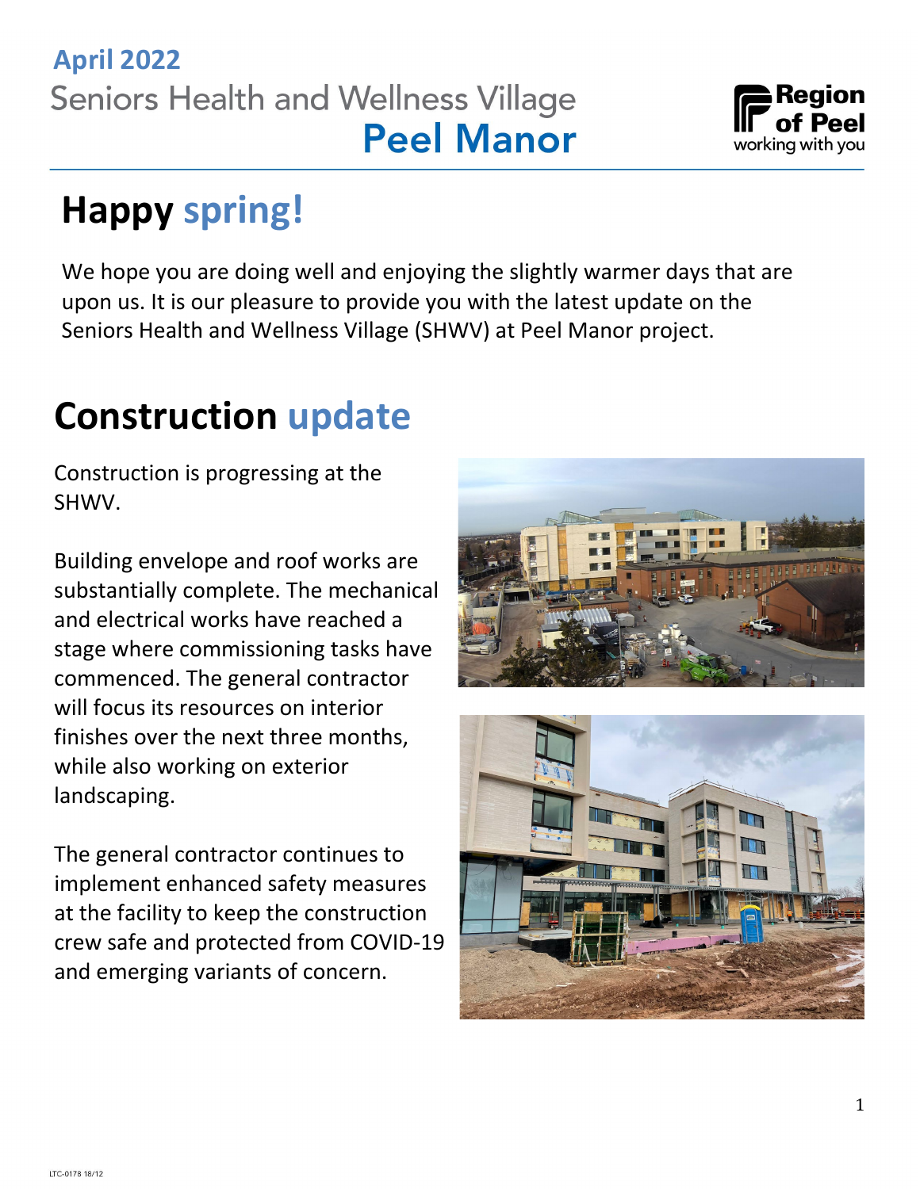April 2022

Seniors Health and Wellness Village

# Peel Manor

Region of Peel
working with you

## Happy spring!

We hope you are doing well and enjoying the slightly warmer days that are upon us. It is our pleasure to provide you with the latest update on the Seniors Health and Wellness Village (SHWV) at Peel Manor project.

## Construction update

Construction is progressing at the SHWV.

Building envelope and roof works are substantially complete. The mechanical and electrical works have reached a stage where commissioning tasks have commenced. The general contractor will focus its resources on interior finishes over the next three months, while also working on exterior landscaping.

The general contractor continues to implement enhanced safety measures at the facility to keep the construction crew safe and protected from COVID-19 and emerging variants of concern.

LTC-0178 18/12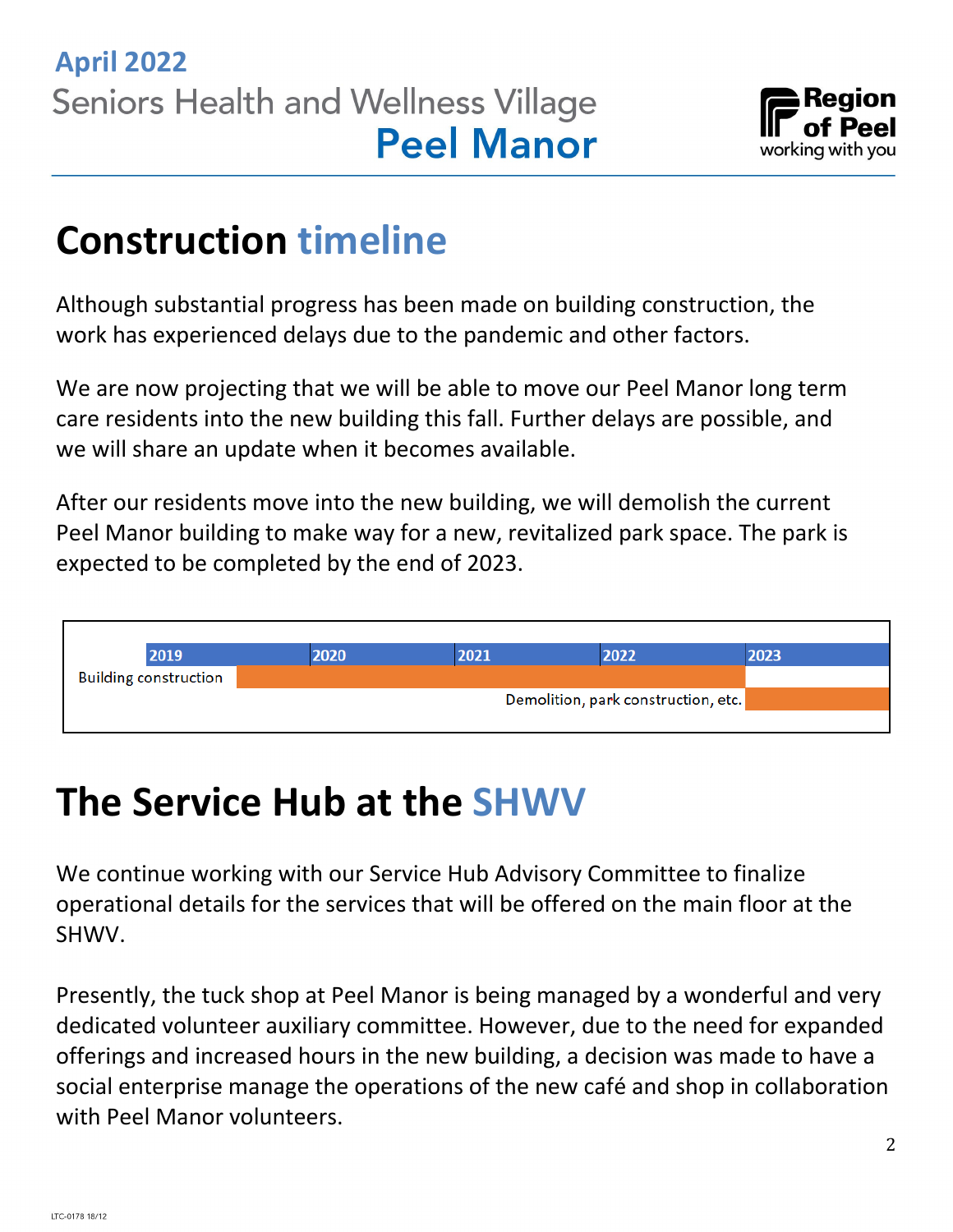# Construction timeline

Although substantial progress has been made on building construction, the work has experienced delays due to the pandemic and other factors.

We are now projecting that we will be able to move our Peel Manor long term care residents into the new building this fall. Further delays are possible, and we will share an update when it becomes available.

After our residents move into the new building, we will demolish the current Peel Manor building to make way for a new, revitalized park space. The park is expected to be completed by the end of 2023.

2019
2020
2021
2022
2023
Building construction
Demolition, park construction, etc.

# The Service Hub at the SHWV

We continue working with our Service Hub Advisory Committee to finalize operational details for the services that will be offered on the main floor at the SHWV.

Presently, the tuck shop at Peel Manor is being managed by a wonderful and very dedicated volunteer auxiliary committee. However, due to the need for expanded offerings and increased hours in the new building, a decision was made to have a social enterprise manage the operations of the new café and shop in collaboration with Peel Manor volunteers.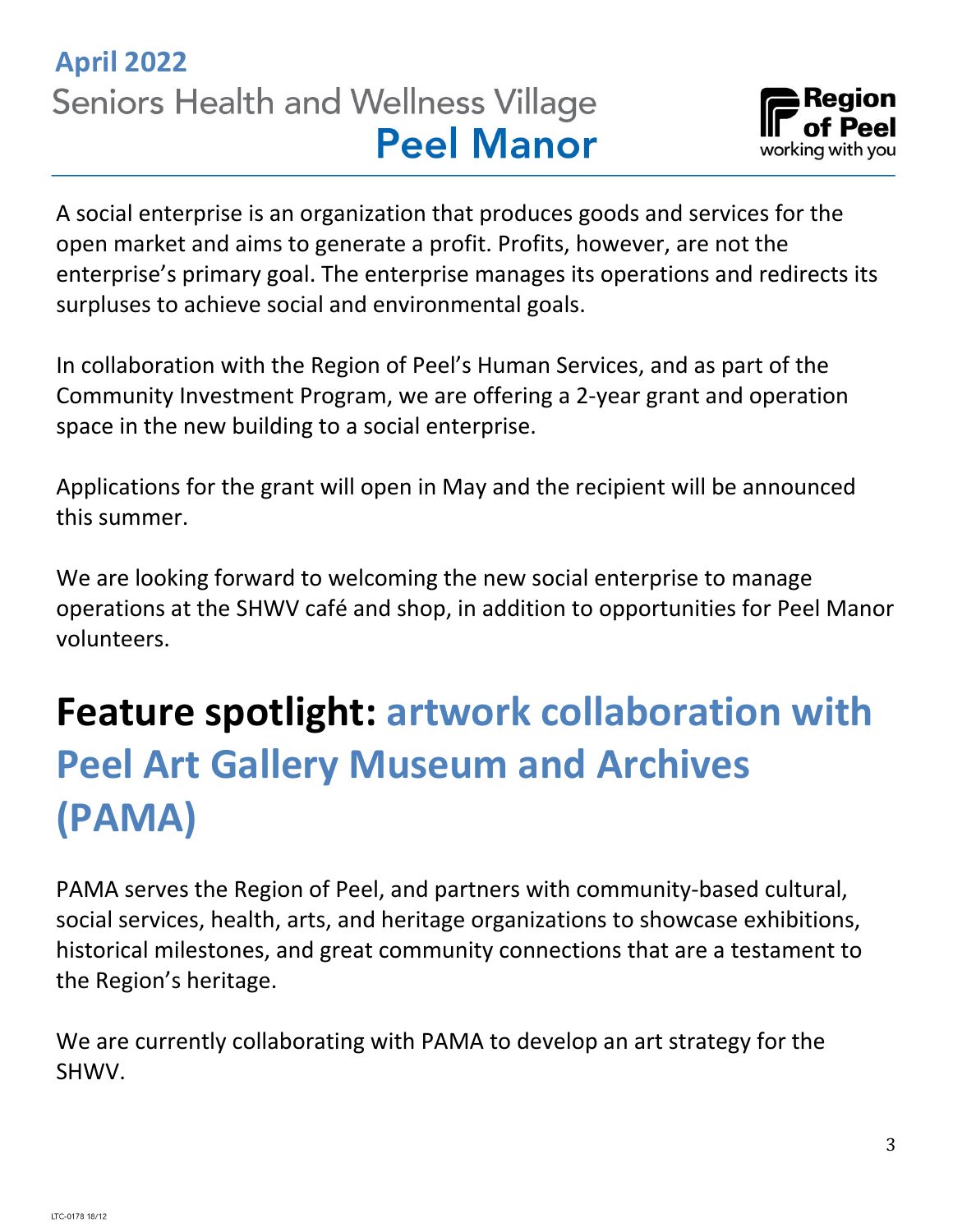A social enterprise is an organization that produces goods and services for the open market and aims to generate a profit. Profits, however, are not the enterprise's primary goal. The enterprise manages its operations and redirects its surpluses to achieve social and environmental goals.

In collaboration with the Region of Peel's Human Services, and as part of the Community Investment Program, we are offering a 2-year grant and operation space in the new building to a social enterprise.

Applications for the grant will open in May and the recipient will be announced this summer.

We are looking forward to welcoming the new social enterprise to manage operations at the SHWV café and shop, in addition to opportunities for Peel Manor volunteers.

# Feature spotlight: artwork collaboration with Peel Art Gallery Museum and Archives (PAMA)

PAMA serves the Region of Peel, and partners with community-based cultural, social services, health, arts, and heritage organizations to showcase exhibitions, historical milestones, and great community connections that are a testament to the Region's heritage.

We are currently collaborating with PAMA to develop an art strategy for the SHWV.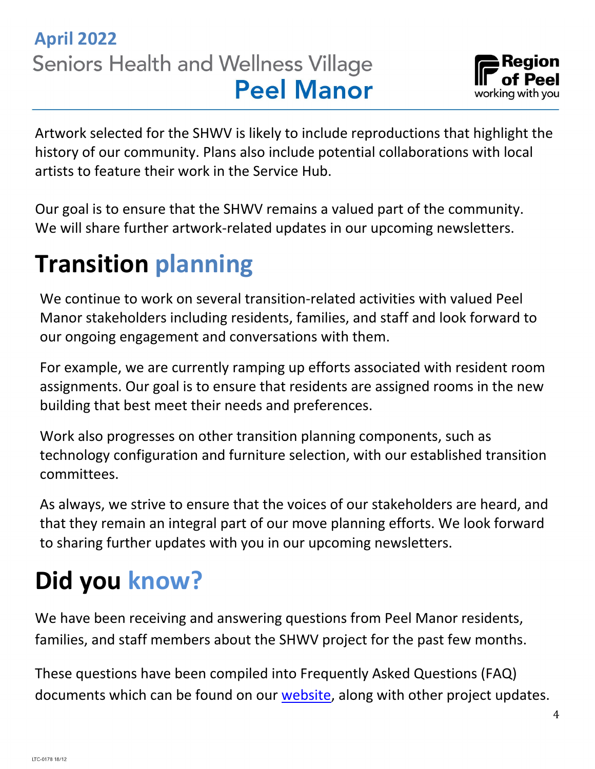Artwork selected for the SHWV is likely to include reproductions that highlight the history of our community. Plans also include potential collaborations with local artists to feature their work in the Service Hub.

Our goal is to ensure that the SHWV remains a valued part of the community. We will share further artwork-related updates in our upcoming newsletters.

# Transition planning

We continue to work on several transition-related activities with valued Peel Manor stakeholders including residents, families, and staff and look forward to our ongoing engagement and conversations with them.

For example, we are currently ramping up efforts associated with resident room assignments. Our goal is to ensure that residents are assigned rooms in the new building that best meet their needs and preferences.

Work also progresses on other transition planning components, such as technology configuration and furniture selection, with our established transition committees.

As always, we strive to ensure that the voices of our stakeholders are heard, and that they remain an integral part of our move planning efforts. We look forward to sharing further updates with you in our upcoming newsletters.

# Did you know?

We have been receiving and answering questions from Peel Manor residents, families, and staff members about the SHWV project for the past few months.

These questions have been compiled into Frequently Asked Questions (FAQ) documents which can be found on our website, along with other project updates.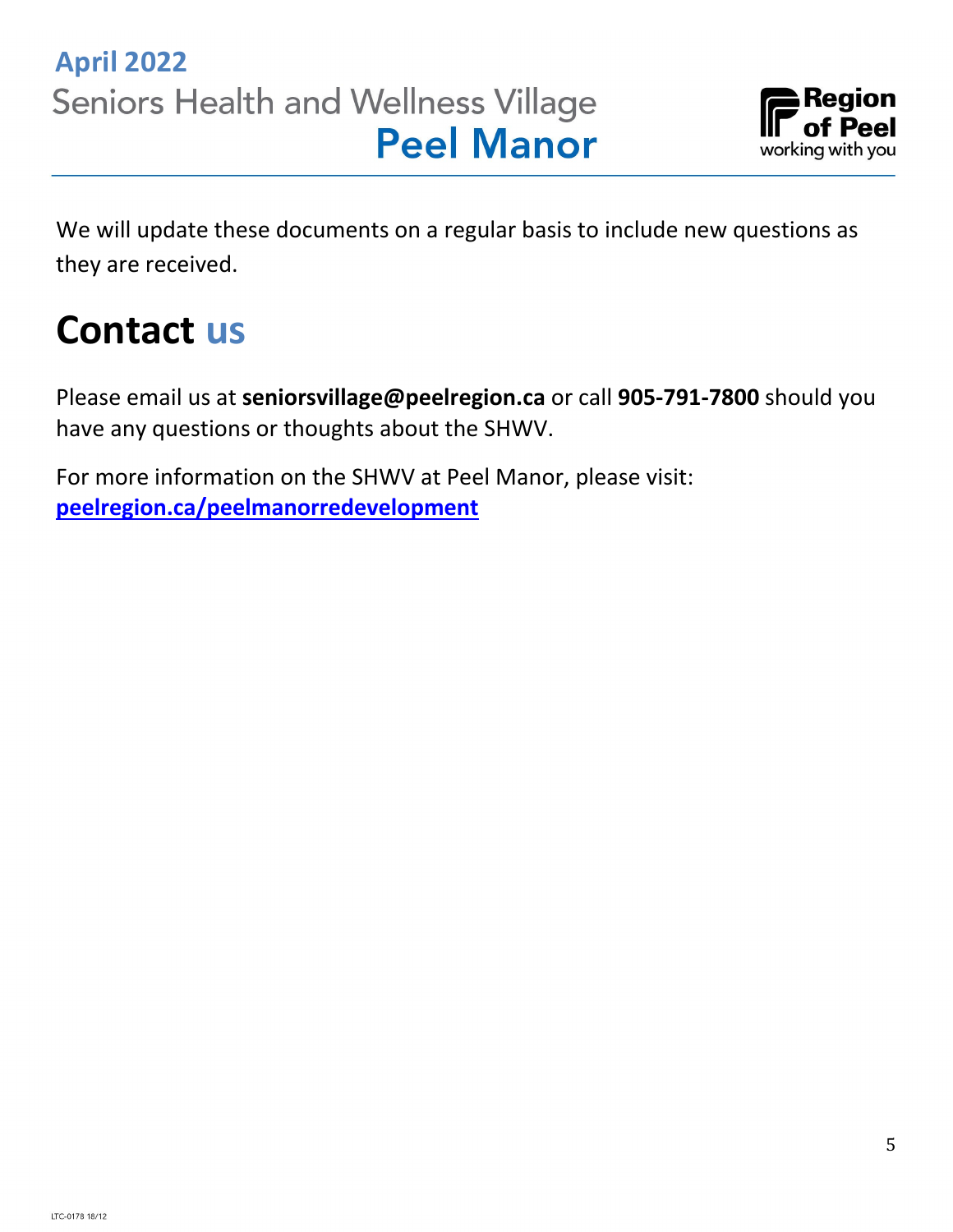We will update these documents on a regular basis to include new questions as they are received.

# Contact us

Please email us at **seniorsvillage@peelregion.ca** or call **905-791-7800** should you have any questions or thoughts about the SHWV.

For more information on the SHWV at Peel Manor, please visit: **[peelregion.ca/peelmanorredevelopment](peelregion.ca/peelmanorredevelopment)**